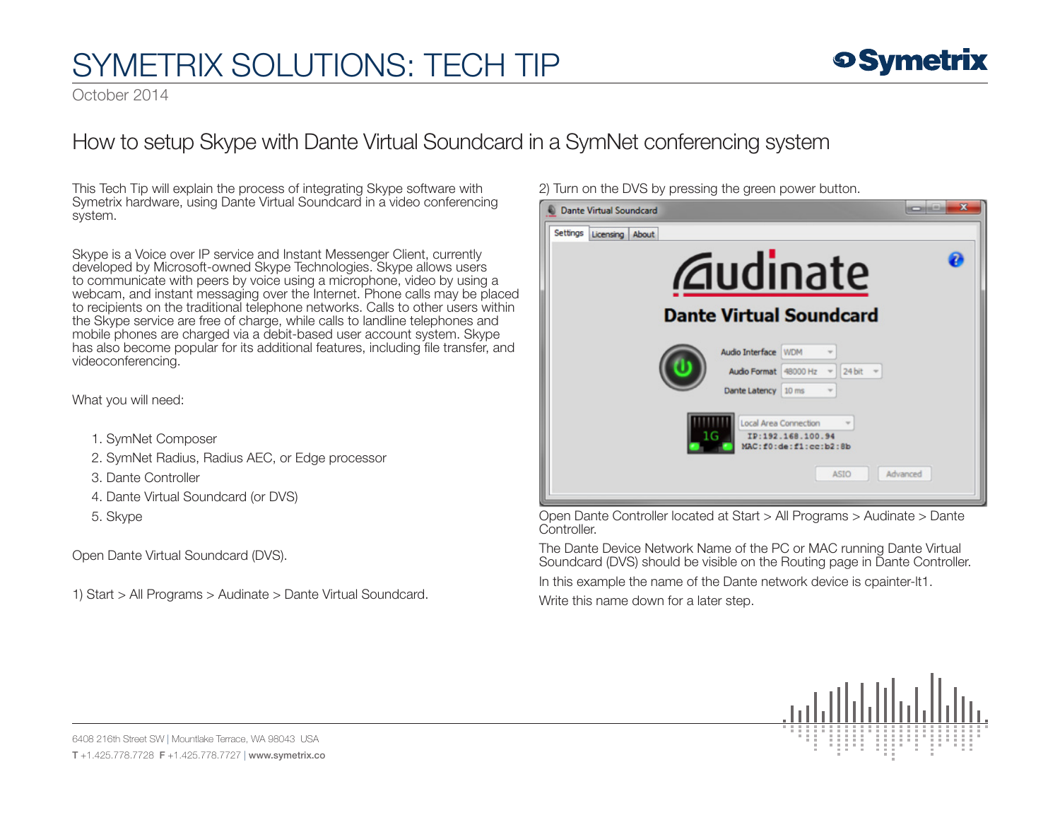# SYMETRIX SOLUTIONS: TECH TIP

October 2014

## How to setup Skype with Dante Virtual Soundcard in a SymNet conferencing system

This Tech Tip will explain the process of integrating Skype software with Symetrix hardware, using Dante Virtual Soundcard in a video conferencing system.

Skype is a Voice over IP service and Instant Messenger Client, currently developed by Microsoft-owned Skype Technologies. Skype allows users to communicate with peers by voice using a microphone, video by using a webcam, and instant messaging over the Internet. Phone calls may be placed to recipients on the traditional telephone networks. Calls to other users within the Skype service are free of charge, while calls to landline telephones and mobile phones are charged via a debit-based user account system. Skype has also become popular for its additional features, including file transfer, and videoconferencing.

What you will need:

1. SymNet Composer
2. SymNet Radius, Radius AEC, or Edge processor
3. Dante Controller
4. Dante Virtual Soundcard (or DVS)
5. Skype

Open Dante Virtual Soundcard (DVS).

1) Start > All Programs > Audinate > Dante Virtual Soundcard.

2) Turn on the DVS by pressing the green power button.

Open Dante Controller located at Start > All Programs > Audinate > Dante Controller.

The Dante Device Network Name of the PC or MAC running Dante Virtual Soundcard (DVS) should be visible on the Routing page in Dante Controller.

In this example the name of the Dante network device is cpainter-lt1.

Write this name down for a later step.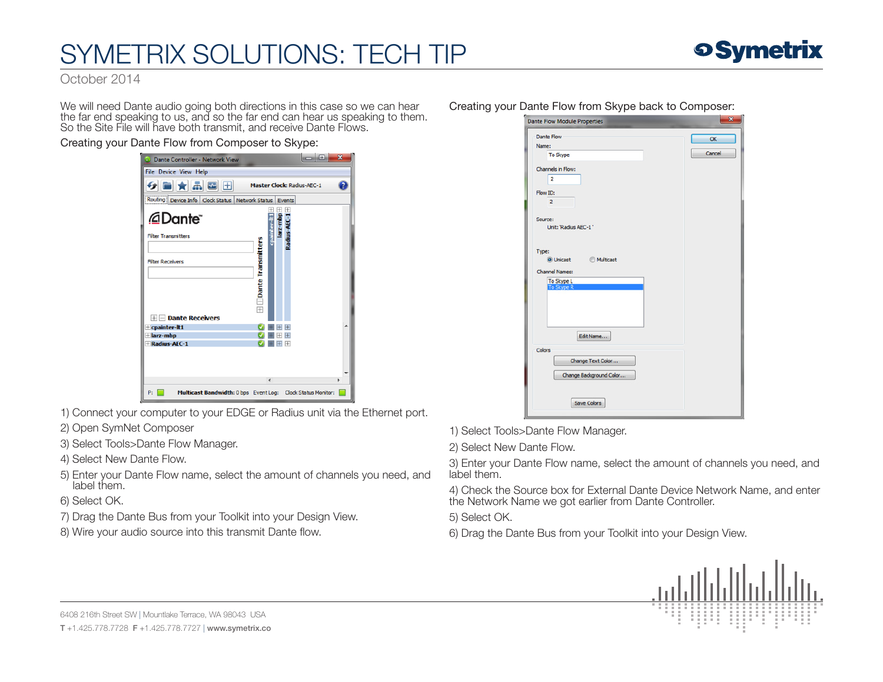# SYMETRIX SOLUTIONS: TECH TIP

October 2014

We will need Dante audio going both directions in this case so we can hear the far end speaking to us, and so the far end can hear us speaking to them. So the Site File will have both transmit, and receive Dante Flows.

Creating your Dante Flow from Composer to Skype:

1) Connect your computer to your EDGE or Radius unit via the Ethernet port.
2) Open SymNet Composer
3) Select Tools>Dante Flow Manager.
4) Select New Dante Flow.
5) Enter your Dante Flow name, select the amount of channels you need, and label them.
6) Select OK.
7) Drag the Dante Bus from your Toolkit into your Design View.
8) Wire your audio source into this transmit Dante flow.

Creating your Dante Flow from Skype back to Composer:

1) Select Tools>Dante Flow Manager.
2) Select New Dante Flow.
3) Enter your Dante Flow name, select the amount of channels you need, and label them.
4) Check the Source box for External Dante Device Network Name, and enter the Network Name we got earlier from Dante Controller.
5) Select OK.
6) Drag the Dante Bus from your Toolkit into your Design View.

6408 216th Street SW | Mountlake Terrace, WA 98043 USA

**T** +1.425.778.7728 **F** +1.425.778.7727 | **www.symetrix.co**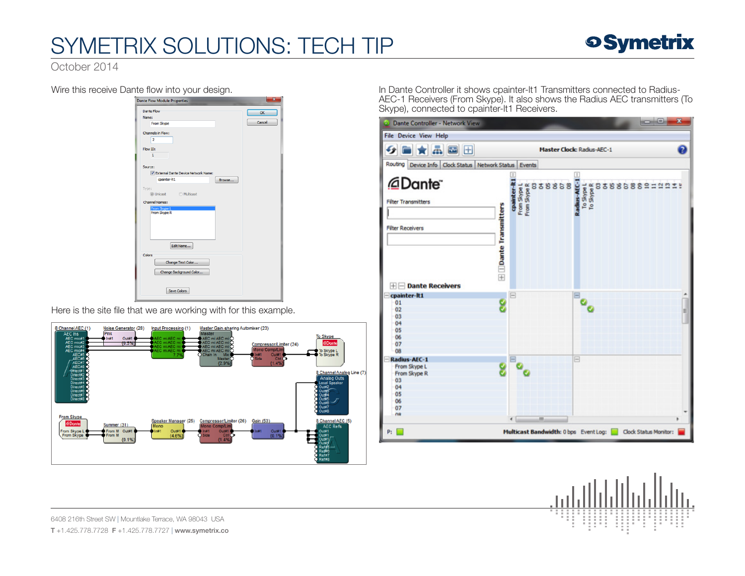Wire this receive Dante flow into your design.

Here is the site file that we are working with for this example.

In Dante Controller it shows cpainter-lt1 Transmitters connected to Radius-AEC-1 Receivers (From Skype). It also shows the Radius AEC transmitters (To Skype), connected to cpainter-lt1 Receivers.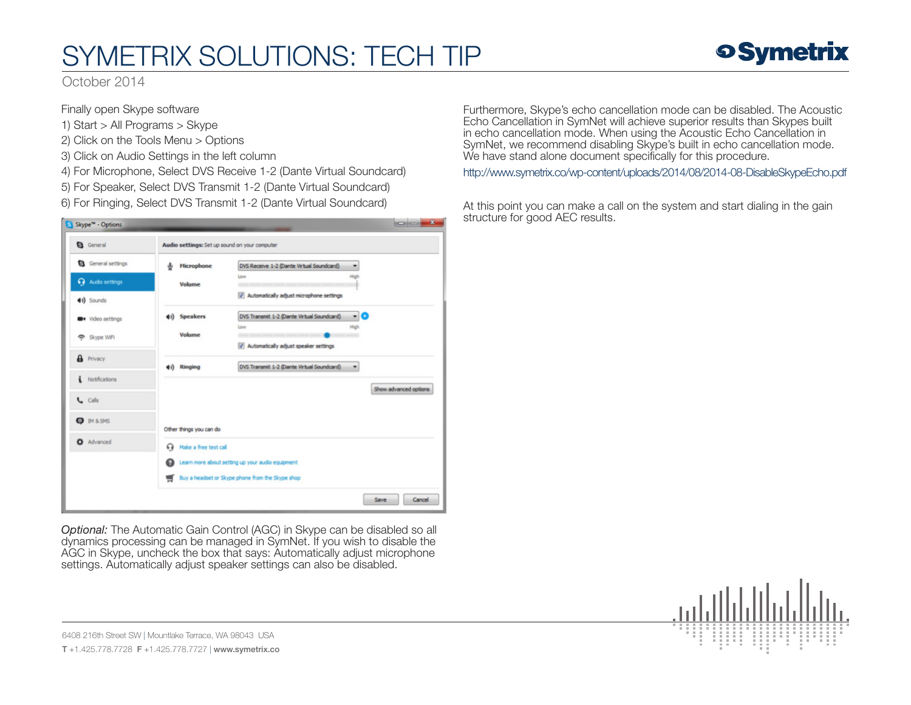Finally open Skype software

1) Start > All Programs > Skype
2) Click on the Tools Menu > Options
3) Click on Audio Settings in the left column
4) For Microphone, Select DVS Receive 1-2 (Dante Virtual Soundcard)
5) For Speaker, Select DVS Transmit 1-2 (Dante Virtual Soundcard)
6) For Ringing, Select DVS Transmit 1-2 (Dante Virtual Soundcard)

*Optional:* The Automatic Gain Control (AGC) in Skype can be disabled so all dynamics processing can be managed in SymNet. If you wish to disable the AGC in Skype, uncheck the box that says: Automatically adjust microphone settings. Automatically adjust speaker settings can also be disabled.

Furthermore, Skype's echo cancellation mode can be disabled. The Acoustic Echo Cancellation in SymNet will achieve superior results than Skypes built in echo cancellation mode. When using the Acoustic Echo Cancellation in SymNet, we recommend disabling Skype's built in echo cancellation mode. We have stand alone document specifically for this procedure.

http://www.symetrix.co/wp-content/uploads/2014/08/2014-08-DisableSkypeEcho.pdf

At this point you can make a call on the system and start dialing in the gain structure for good AEC results.